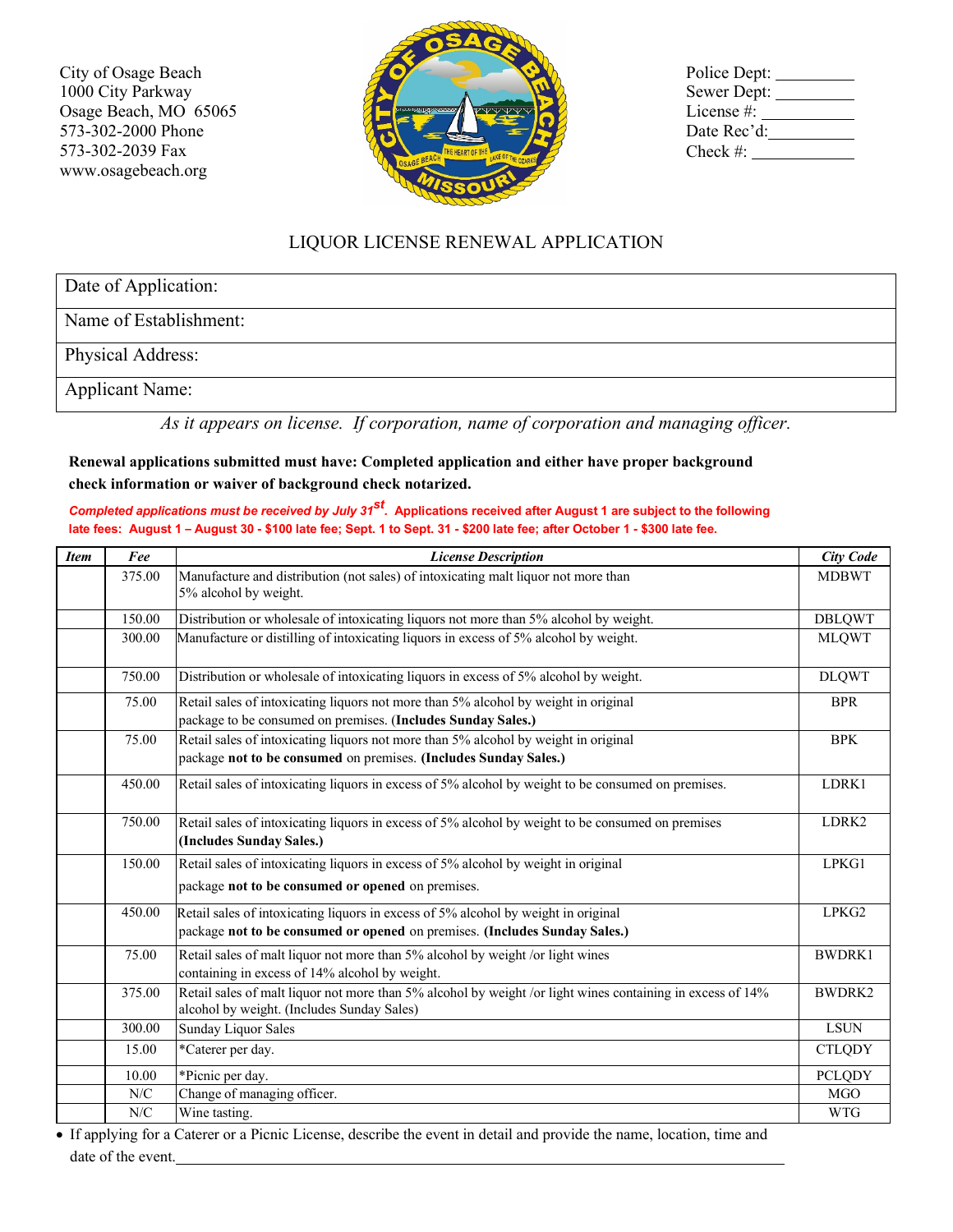City of Osage Beach
1000 City Parkway
Osage Beach, MO 65065
573-302-2000 Phone
573-302-2039 Fax
www.osagebeach.org

Police Dept: __________
Sewer Dept: __________
License #: __________
Date Rec'd: __________
Check #: __________

# LIQUOR LICENSE RENEWAL APPLICATION

| Date of Application: |
|---|
| Name of Establishment: |
| Physical Address: |
| Applicant Name: |

*As it appears on license. If corporation, name of corporation and managing officer.*

**Renewal applications submitted must have: Completed application and either have proper background check information or waiver of background check notarized.**

***Completed applications must be received by July 31st.*** **Applications received after August 1 are subject to the following late fees: August 1 – August 30 - $100 late fee; Sept. 1 to Sept. 31 - $200 late fee; after October 1 - $300 late fee.**

| *Item* | *Fee* | *License Description* | *City Code* |
|---|---|---|---|
| | 375.00 | Manufacture and distribution (not sales) of intoxicating malt liquor not more than 5% alcohol by weight. | MDBWT |
| | 150.00 | Distribution or wholesale of intoxicating liquors not more than 5% alcohol by weight. | DBLQWT |
| | 300.00 | Manufacture or distilling of intoxicating liquors in excess of 5% alcohol by weight. | MLQWT |
| | 750.00 | Distribution or wholesale of intoxicating liquors in excess of 5% alcohol by weight. | DLQWT |
| | 75.00 | Retail sales of intoxicating liquors not more than 5% alcohol by weight in original package to be consumed on premises. **(Includes Sunday Sales.)** | BPR |
| | 75.00 | Retail sales of intoxicating liquors not more than 5% alcohol by weight in original package **not to be consumed** on premises. **(Includes Sunday Sales.)** | BPK |
| | 450.00 | Retail sales of intoxicating liquors in excess of 5% alcohol by weight to be consumed on premises. | LDRK1 |
| | 750.00 | Retail sales of intoxicating liquors in excess of 5% alcohol by weight to be consumed on premises **(Includes Sunday Sales.)** | LDRK2 |
| | 150.00 | Retail sales of intoxicating liquors in excess of 5% alcohol by weight in original package **not to be consumed or opened** on premises. | LPKG1 |
| | 450.00 | Retail sales of intoxicating liquors in excess of 5% alcohol by weight in original package **not to be consumed or opened** on premises. **(Includes Sunday Sales.)** | LPKG2 |
| | 75.00 | Retail sales of malt liquor not more than 5% alcohol by weight /or light wines containing in excess of 14% alcohol by weight. | BWDRK1 |
| | 375.00 | Retail sales of malt liquor not more than 5% alcohol by weight /or light wines containing in excess of 14% alcohol by weight. (Includes Sunday Sales) | BWDRK2 |
| | 300.00 | Sunday Liquor Sales | LSUN |
| | 15.00 | *Caterer per day. | CTLQDY |
| | 10.00 | *Picnic per day. | PCLQDY |
| | N/C | Change of managing officer. | MGO |
| | N/C | Wine tasting. | WTG |

- If applying for a Caterer or a Picnic License, describe the event in detail and provide the name, location, time and date of the event.______________________________________________________________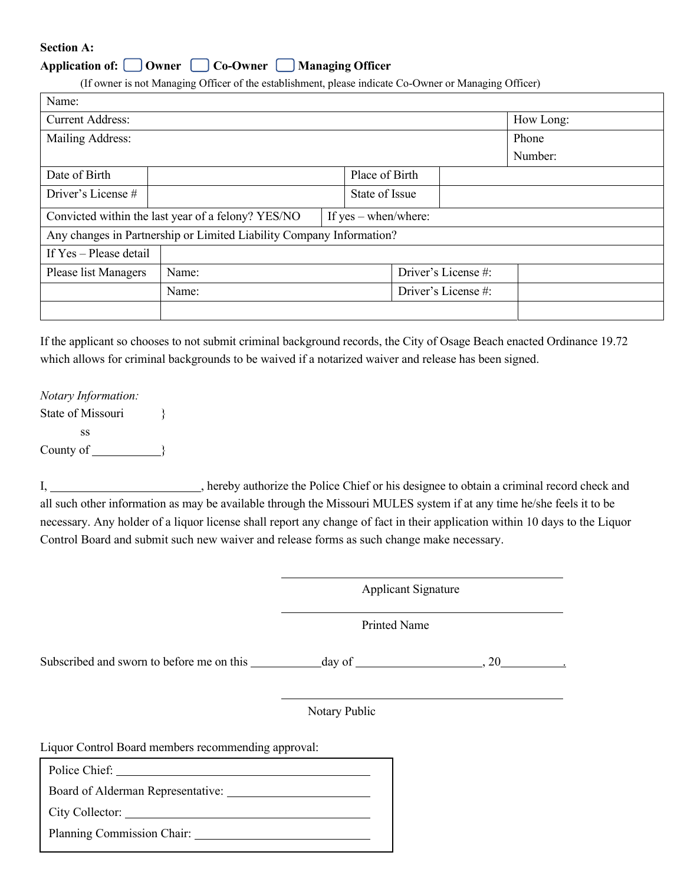**Section A:**

**Application of:** ☐ **Owner** ☐ **Co-Owner** ☐ **Managing Officer**

(If owner is not Managing Officer of the establishment, please indicate Co-Owner or Managing Officer)

| | | | | | |
|---|---|---|---|---|---|
| Name: | | | | | |
| Current Address: | | | | | How Long: |
| Mailing Address: | | | | | Phone Number: |
| Date of Birth | | Place of Birth | | | |
| Driver's License # | | State of Issue | | | |
| Convicted within the last year of a felony? YES/NO | | If yes – when/where: | | | |
| Any changes in Partnership or Limited Liability Company Information? | | | | | |
| If Yes – Please detail | | | | | |
| Please list Managers | Name: | | Driver's License #: | | |
| | Name: | | Driver's License #: | | |
| | | | | | |

If the applicant so chooses to not submit criminal background records, the City of Osage Beach enacted Ordinance 19.72 which allows for criminal backgrounds to be waived if a notarized waiver and release has been signed.

*Notary Information:*

State of Missouri }
ss
County of ___________}

I, ________________________, hereby authorize the Police Chief or his designee to obtain a criminal record check and all such other information as may be available through the Missouri MULES system if at any time he/she feels it to be necessary. Any holder of a liquor license shall report any change of fact in their application within 10 days to the Liquor Control Board and submit such new waiver and release forms as such change make necessary.

_______________________________________
Applicant Signature

_______________________________________
Printed Name

Subscribed and sworn to before me on this ___________day of ____________________, 20__________.

_______________________________________
Notary Public

Liquor Control Board members recommending approval:

Police Chief: ________________________________

Board of Alderman Representative: ______________________

City Collector: ________________________________

Planning Commission Chair: ______________________